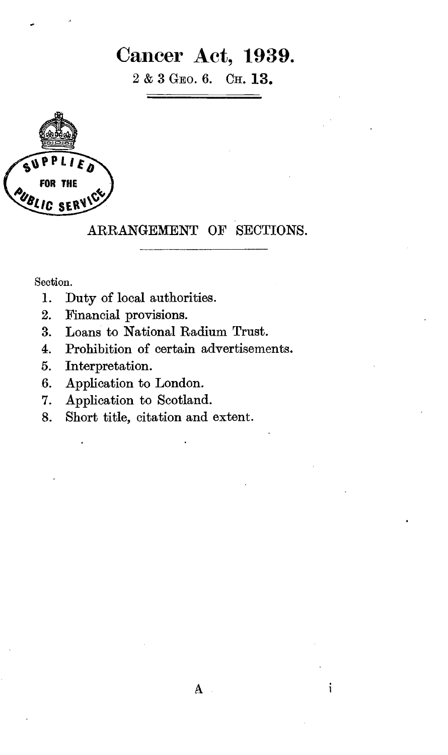# Cancer Act, 1939.

2 & 3 Geo. 6. Ch. 13.

SUPPLIED FOR THE PUBLIC SERVICE

## ARRANGEMENT OF SECTIONS.

Section.

1. Duty of local authorities.
2. Financial provisions.
3. Loans to National Radium Trust.
4. Prohibition of certain advertisements.
5. Interpretation.
6. Application to London.
7. Application to Scotland.
8. Short title, citation and extent.

A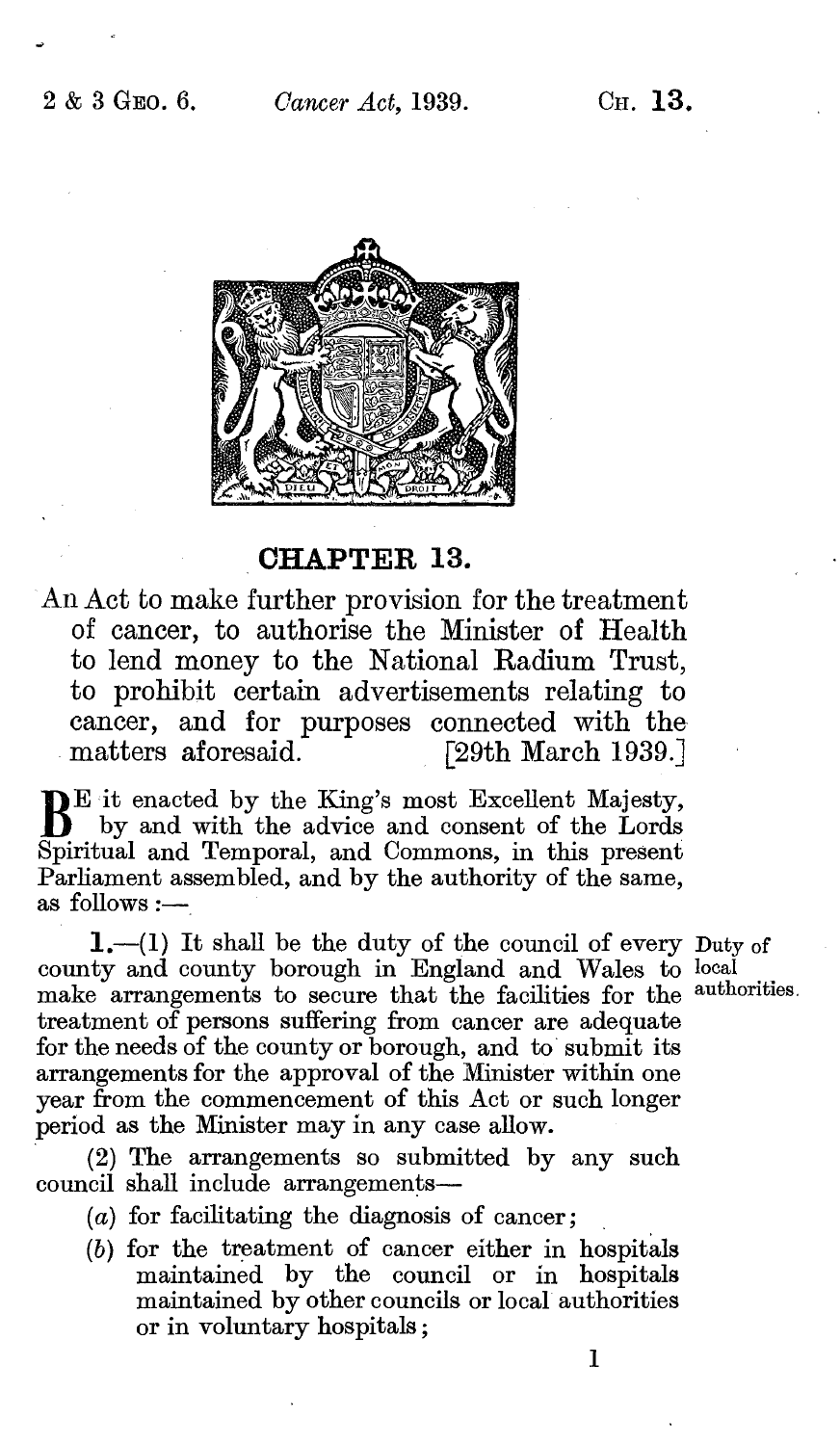# CHAPTER 13.

An Act to make further provision for the treatment of cancer, to authorise the Minister of Health to lend money to the National Radium Trust, to prohibit certain advertisements relating to cancer, and for purposes connected with the matters aforesaid. [29th March 1939.]

BE it enacted by the King's most Excellent Majesty, by and with the advice and consent of the Lords Spiritual and Temporal, and Commons, in this present Parliament assembled, and by the authority of the same, as follows:—

**1.**—(1) It shall be the duty of the council of every county and county borough in England and Wales to make arrangements to secure that the facilities for the treatment of persons suffering from cancer are adequate for the needs of the county or borough, and to submit its arrangements for the approval of the Minister within one year from the commencement of this Act or such longer period as the Minister may in any case allow.

Duty of local authorities.

(2) The arrangements so submitted by any such council shall include arrangements—

(*a*) for facilitating the diagnosis of cancer;

(*b*) for the treatment of cancer either in hospitals maintained by the council or in hospitals maintained by other councils or local authorities or in voluntary hospitals;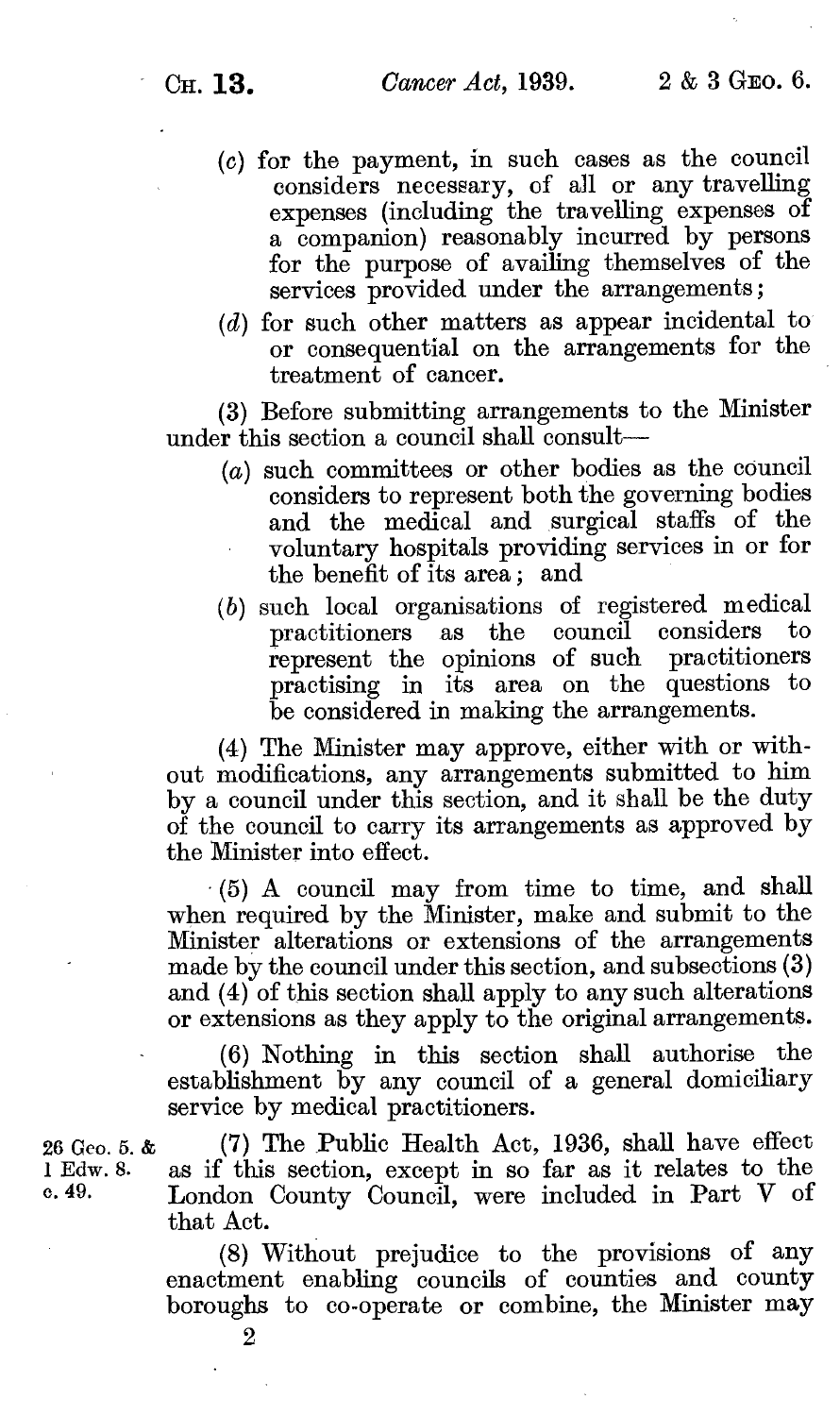(c) for the payment, in such cases as the council considers necessary, of all or any travelling expenses (including the travelling expenses of a companion) reasonably incurred by persons for the purpose of availing themselves of the services provided under the arrangements;

(d) for such other matters as appear incidental to or consequential on the arrangements for the treatment of cancer.

(3) Before submitting arrangements to the Minister under this section a council shall consult—

(a) such committees or other bodies as the council considers to represent both the governing bodies and the medical and surgical staffs of the voluntary hospitals providing services in or for the benefit of its area; and

(b) such local organisations of registered medical practitioners as the council considers to represent the opinions of such practitioners practising in its area on the questions to be considered in making the arrangements.

(4) The Minister may approve, either with or without modifications, any arrangements submitted to him by a council under this section, and it shall be the duty of the council to carry its arrangements as approved by the Minister into effect.

(5) A council may from time to time, and shall when required by the Minister, make and submit to the Minister alterations or extensions of the arrangements made by the council under this section, and subsections (3) and (4) of this section shall apply to any such alterations or extensions as they apply to the original arrangements.

(6) Nothing in this section shall authorise the establishment by any council of a general domiciliary service by medical practitioners.

26 Geo. 5. & 1 Edw. 8. c. 49.

(7) The Public Health Act, 1936, shall have effect as if this section, except in so far as it relates to the London County Council, were included in Part V of that Act.

(8) Without prejudice to the provisions of any enactment enabling councils of counties and county boroughs to co-operate or combine, the Minister may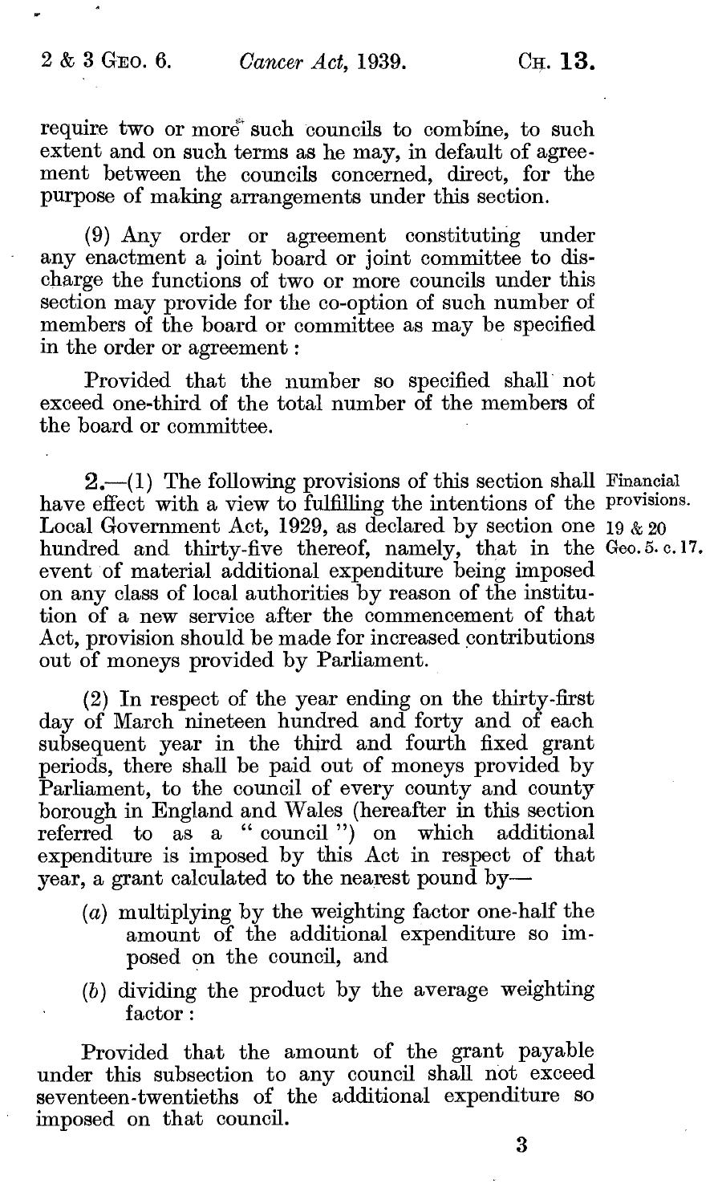require two or more such councils to combine, to such extent and on such terms as he may, in default of agreement between the councils concerned, direct, for the purpose of making arrangements under this section.

(9) Any order or agreement constituting under any enactment a joint board or joint committee to discharge the functions of two or more councils under this section may provide for the co-option of such number of members of the board or committee as may be specified in the order or agreement:

Provided that the number so specified shall not exceed one-third of the total number of the members of the board or committee.

**2.**—(1) The following provisions of this section shall have effect with a view to fulfilling the intentions of the Local Government Act, 1929, as declared by section one hundred and thirty-five thereof, namely, that in the event of material additional expenditure being imposed on any class of local authorities by reason of the institution of a new service after the commencement of that Act, provision should be made for increased contributions out of moneys provided by Parliament.

Financial provisions.

19 & 20 Geo. 5. c. 17.

(2) In respect of the year ending on the thirty-first day of March nineteen hundred and forty and of each subsequent year in the third and fourth fixed grant periods, there shall be paid out of moneys provided by Parliament, to the council of every county and county borough in England and Wales (hereafter in this section referred to as a "council") on which additional expenditure is imposed by this Act in respect of that year, a grant calculated to the nearest pound by—

- (*a*) multiplying by the weighting factor one-half the amount of the additional expenditure so imposed on the council, and
- (*b*) dividing the product by the average weighting factor:

Provided that the amount of the grant payable under this subsection to any council shall not exceed seventeen-twentieths of the additional expenditure so imposed on that council.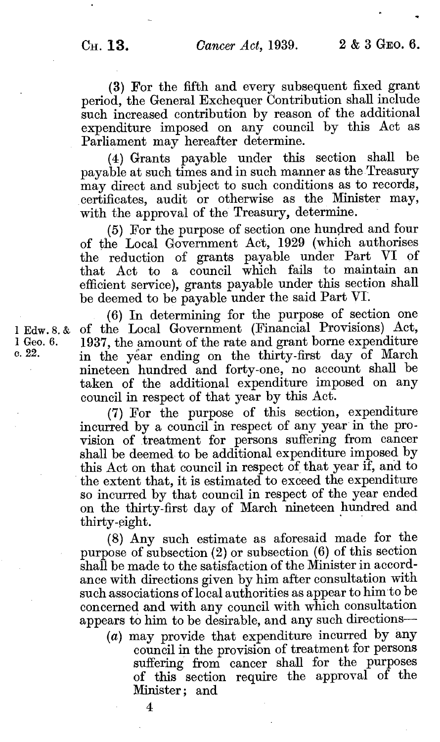(3) For the fifth and every subsequent fixed grant period, the General Exchequer Contribution shall include such increased contribution by reason of the additional expenditure imposed on any council by this Act as Parliament may hereafter determine.

(4) Grants payable under this section shall be payable at such times and in such manner as the Treasury may direct and subject to such conditions as to records, certificates, audit or otherwise as the Minister may, with the approval of the Treasury, determine.

(5) For the purpose of section one hundred and four of the Local Government Act, 1929 (which authorises the reduction of grants payable under Part VI of that Act to a council which fails to maintain an efficient service), grants payable under this section shall be deemed to be payable under the said Part VI.

1 Edw. 8. & 1 Geo. 6. c. 22.

(6) In determining for the purpose of section one of the Local Government (Financial Provisions) Act, 1937, the amount of the rate and grant borne expenditure in the year ending on the thirty-first day of March nineteen hundred and forty-one, no account shall be taken of the additional expenditure imposed on any council in respect of that year by this Act.

(7) For the purpose of this section, expenditure incurred by a council in respect of any year in the provision of treatment for persons suffering from cancer shall be deemed to be additional expenditure imposed by this Act on that council in respect of that year if, and to the extent that, it is estimated to exceed the expenditure so incurred by that council in respect of the year ended on the thirty-first day of March nineteen hundred and thirty-eight.

(8) Any such estimate as aforesaid made for the purpose of subsection (2) or subsection (6) of this section shall be made to the satisfaction of the Minister in accordance with directions given by him after consultation with such associations of local authorities as appear to him to be concerned and with any council with which consultation appears to him to be desirable, and any such directions—

(*a*) may provide that expenditure incurred by any council in the provision of treatment for persons suffering from cancer shall for the purposes of this section require the approval of the Minister; and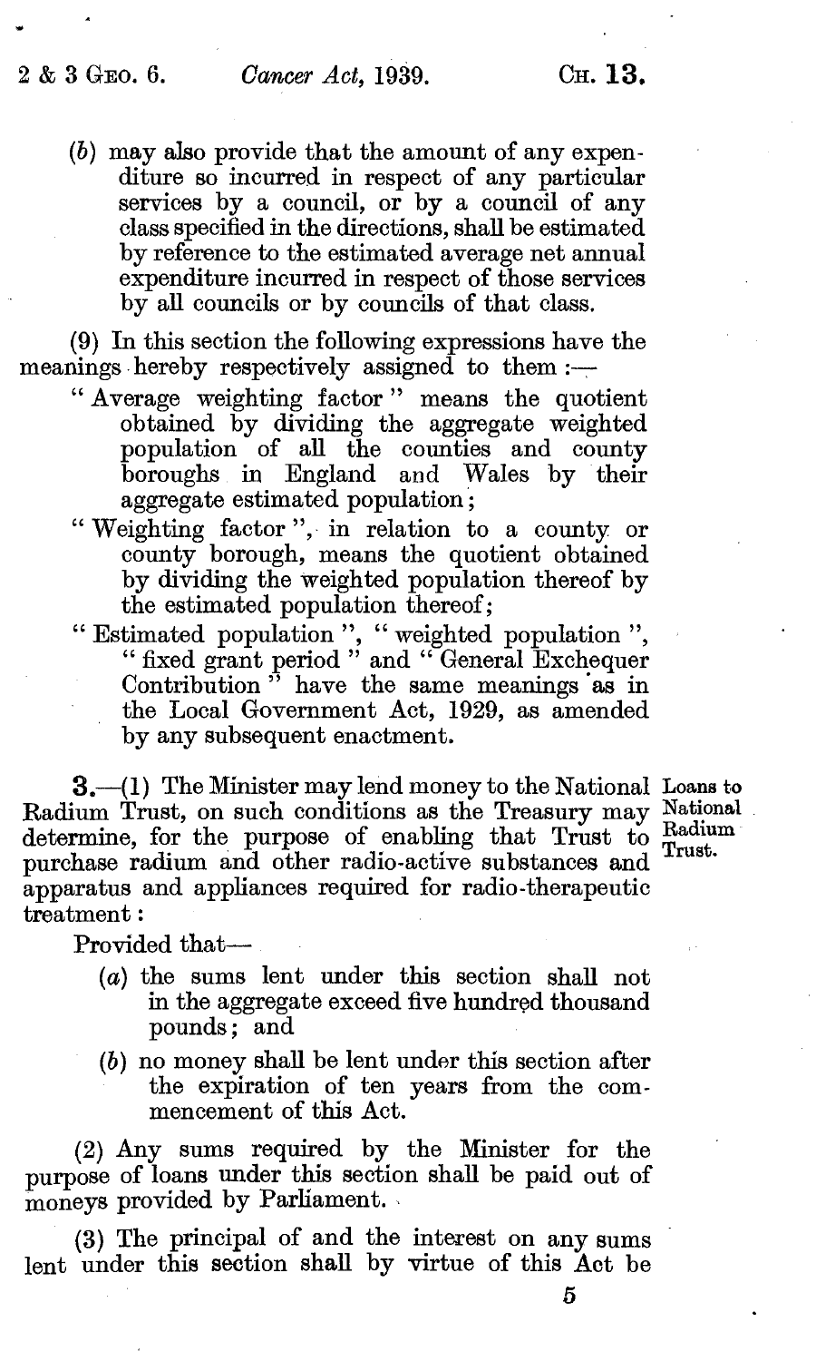(b) may also provide that the amount of any expenditure so incurred in respect of any particular services by a council, or by a council of any class specified in the directions, shall be estimated by reference to the estimated average net annual expenditure incurred in respect of those services by all councils or by councils of that class.

(9) In this section the following expressions have the meanings hereby respectively assigned to them:—

"Average weighting factor" means the quotient obtained by dividing the aggregate weighted population of all the counties and county boroughs in England and Wales by their aggregate estimated population;

"Weighting factor", in relation to a county or county borough, means the quotient obtained by dividing the weighted population thereof by the estimated population thereof;

"Estimated population", "weighted population", "fixed grant period" and "General Exchequer Contribution" have the same meanings as in the Local Government Act, 1929, as amended by any subsequent enactment.

**Loans to National Radium Trust.**

**3.**—(1) The Minister may lend money to the National Radium Trust, on such conditions as the Treasury may determine, for the purpose of enabling that Trust to purchase radium and other radio-active substances and apparatus and appliances required for radio-therapeutic treatment:

Provided that—

(a) the sums lent under this section shall not in the aggregate exceed five hundred thousand pounds; and

(b) no money shall be lent under this section after the expiration of ten years from the commencement of this Act.

(2) Any sums required by the Minister for the purpose of loans under this section shall be paid out of moneys provided by Parliament.

(3) The principal of and the interest on any sums lent under this section shall by virtue of this Act be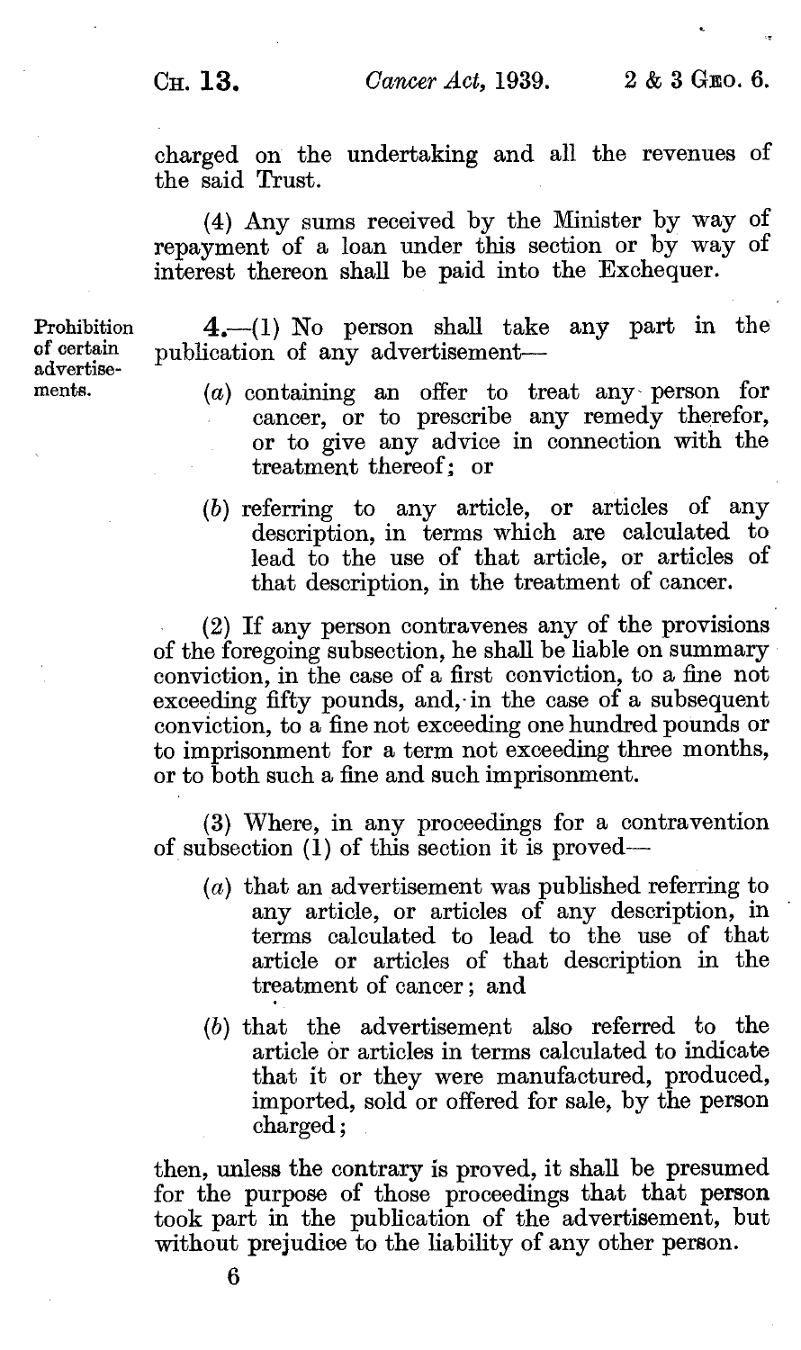charged on the undertaking and all the revenues of the said Trust.

(4) Any sums received by the Minister by way of repayment of a loan under this section or by way of interest thereon shall be paid into the Exchequer.

Prohibition of certain advertisements.

**4.**—(1) No person shall take any part in the publication of any advertisement—

(*a*) containing an offer to treat any person for cancer, or to prescribe any remedy therefor, or to give any advice in connection with the treatment thereof; or

(*b*) referring to any article, or articles of any description, in terms which are calculated to lead to the use of that article, or articles of that description, in the treatment of cancer.

(2) If any person contravenes any of the provisions of the foregoing subsection, he shall be liable on summary conviction, in the case of a first conviction, to a fine not exceeding fifty pounds, and, in the case of a subsequent conviction, to a fine not exceeding one hundred pounds or to imprisonment for a term not exceeding three months, or to both such a fine and such imprisonment.

(3) Where, in any proceedings for a contravention of subsection (1) of this section it is proved—

(*a*) that an advertisement was published referring to any article, or articles of any description, in terms calculated to lead to the use of that article or articles of that description in the treatment of cancer; and

(*b*) that the advertisement also referred to the article or articles in terms calculated to indicate that it or they were manufactured, produced, imported, sold or offered for sale, by the person charged;

then, unless the contrary is proved, it shall be presumed for the purpose of those proceedings that that person took part in the publication of the advertisement, but without prejudice to the liability of any other person.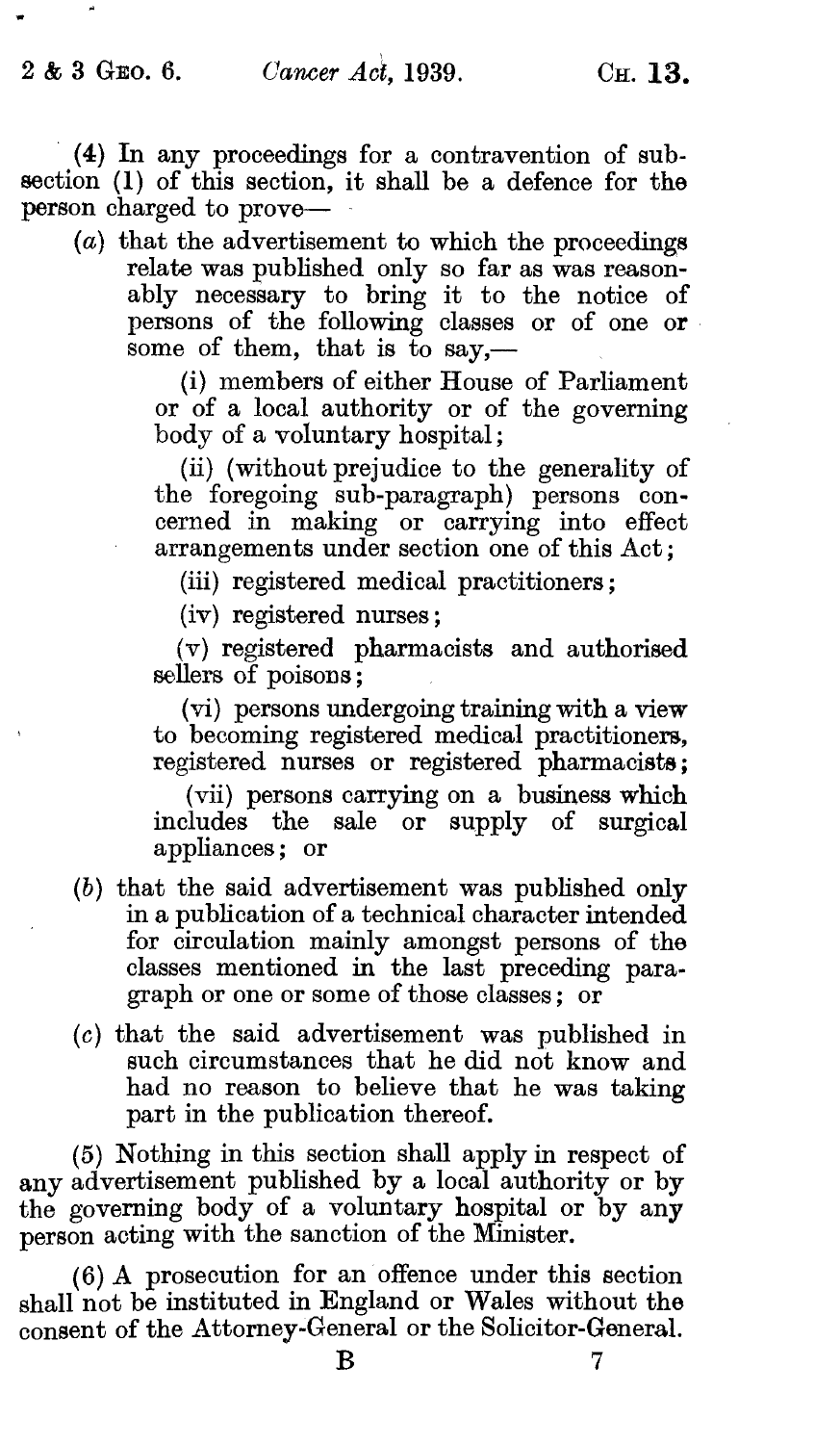(4) In any proceedings for a contravention of subsection (1) of this section, it shall be a defence for the person charged to prove—

(a) that the advertisement to which the proceedings relate was published only so far as was reasonably necessary to bring it to the notice of persons of the following classes or of one or some of them, that is to say,—

(i) members of either House of Parliament or of a local authority or of the governing body of a voluntary hospital;

(ii) (without prejudice to the generality of the foregoing sub-paragraph) persons concerned in making or carrying into effect arrangements under section one of this Act;

(iii) registered medical practitioners;

(iv) registered nurses;

(v) registered pharmacists and authorised sellers of poisons;

(vi) persons undergoing training with a view to becoming registered medical practitioners, registered nurses or registered pharmacists;

(vii) persons carrying on a business which includes the sale or supply of surgical appliances; or

(b) that the said advertisement was published only in a publication of a technical character intended for circulation mainly amongst persons of the classes mentioned in the last preceding paragraph or one or some of those classes; or

(c) that the said advertisement was published in such circumstances that he did not know and had no reason to believe that he was taking part in the publication thereof.

(5) Nothing in this section shall apply in respect of any advertisement published by a local authority or by the governing body of a voluntary hospital or by any person acting with the sanction of the Minister.

(6) A prosecution for an offence under this section shall not be instituted in England or Wales without the consent of the Attorney-General or the Solicitor-General.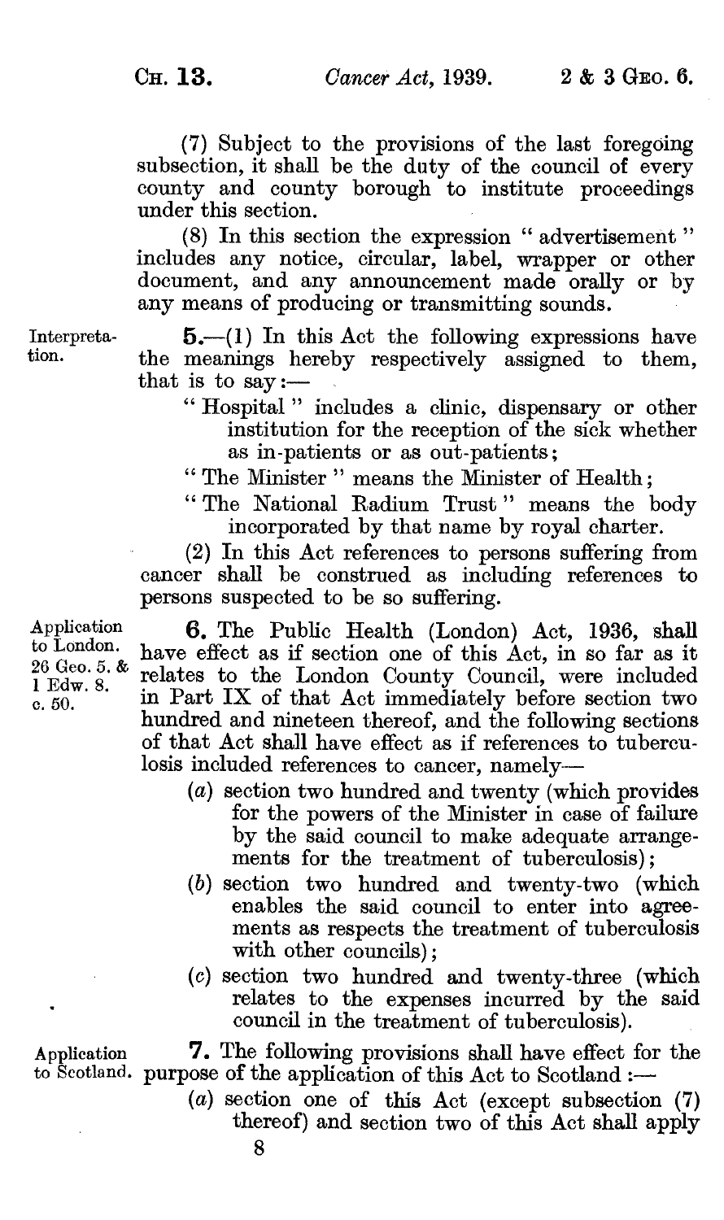(7) Subject to the provisions of the last foregoing subsection, it shall be the duty of the council of every county and county borough to institute proceedings under this section.

(8) In this section the expression "advertisement" includes any notice, circular, label, wrapper or other document, and any announcement made orally or by any means of producing or transmitting sounds.

Interpretation.

**5.**—(1) In this Act the following expressions have the meanings hereby respectively assigned to them, that is to say:—

"Hospital" includes a clinic, dispensary or other institution for the reception of the sick whether as in-patients or as out-patients;

"The Minister" means the Minister of Health;

"The National Radium Trust" means the body incorporated by that name by royal charter.

(2) In this Act references to persons suffering from cancer shall be construed as including references to persons suspected to be so suffering.

Application to London. 26 Geo. 5. & 1 Edw. 8. c. 50.

**6.** The Public Health (London) Act, 1936, shall have effect as if section one of this Act, in so far as it relates to the London County Council, were included in Part IX of that Act immediately before section two hundred and nineteen thereof, and the following sections of that Act shall have effect as if references to tuberculosis included references to cancer, namely—

(*a*) section two hundred and twenty (which provides for the powers of the Minister in case of failure by the said council to make adequate arrangements for the treatment of tuberculosis);

(*b*) section two hundred and twenty-two (which enables the said council to enter into agreements as respects the treatment of tuberculosis with other councils);

(*c*) section two hundred and twenty-three (which relates to the expenses incurred by the said council in the treatment of tuberculosis).

Application to Scotland.

**7.** The following provisions shall have effect for the purpose of the application of this Act to Scotland:—

(*a*) section one of this Act (except subsection (7) thereof) and section two of this Act shall apply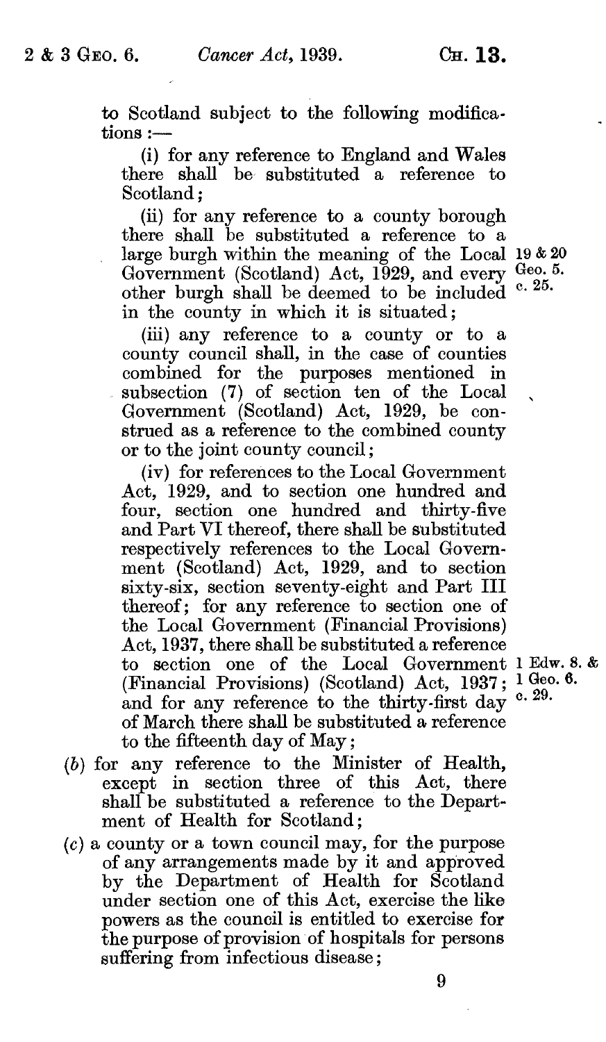to Scotland subject to the following modifications:—

(i) for any reference to England and Wales there shall be substituted a reference to Scotland;

(ii) for any reference to a county borough there shall be substituted a reference to a large burgh within the meaning of the Local Government (Scotland) Act, 1929, and every other burgh shall be deemed to be included in the county in which it is situated;

19 & 20 Geo. 5. c. 25.

(iii) any reference to a county or to a county council shall, in the case of counties combined for the purposes mentioned in subsection (7) of section ten of the Local Government (Scotland) Act, 1929, be construed as a reference to the combined county or to the joint county council;

(iv) for references to the Local Government Act, 1929, and to section one hundred and four, section one hundred and thirty-five and Part VI thereof, there shall be substituted respectively references to the Local Government (Scotland) Act, 1929, and to section sixty-six, section seventy-eight and Part III thereof; for any reference to section one of the Local Government (Financial Provisions) Act, 1937, there shall be substituted a reference to section one of the Local Government (Financial Provisions) (Scotland) Act, 1937; and for any reference to the thirty-first day of March there shall be substituted a reference to the fifteenth day of May;

1 Edw. 8. & 1 Geo. 6. c. 29.

(b) for any reference to the Minister of Health, except in section three of this Act, there shall be substituted a reference to the Department of Health for Scotland;

(c) a county or a town council may, for the purpose of any arrangements made by it and approved by the Department of Health for Scotland under section one of this Act, exercise the like powers as the council is entitled to exercise for the purpose of provision of hospitals for persons suffering from infectious disease;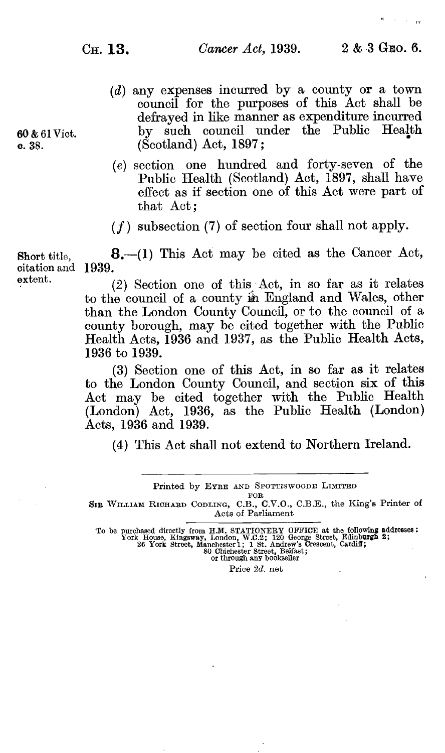(*d*) any expenses incurred by a county or a town council for the purposes of this Act shall be defrayed in like manner as expenditure incurred by such council under the Public Health (Scotland) Act, 1897;

60 & 61 Vict. c. 38.

(*e*) section one hundred and forty-seven of the Public Health (Scotland) Act, 1897, shall have effect as if section one of this Act were part of that Act;

(*f*) subsection (7) of section four shall not apply.

Short title, citation and extent.

**8.**—(1) This Act may be cited as the Cancer Act, 1939.

(2) Section one of this Act, in so far as it relates to the council of a county in England and Wales, other than the London County Council, or to the council of a county borough, may be cited together with the Public Health Acts, 1936 and 1937, as the Public Health Acts, 1936 to 1939.

(3) Section one of this Act, in so far as it relates to the London County Council, and section six of this Act may be cited together with the Public Health (London) Act, 1936, as the Public Health (London) Acts, 1936 and 1939.

(4) This Act shall not extend to Northern Ireland.

---

Printed by EYRE AND SPOTTISWOODE LIMITED
FOR
SIR WILLIAM RICHARD CODLING, C.B., C.V.O., C.B.E., the King's Printer of Acts of Parliament

To be purchased directly from H.M. STATIONERY OFFICE at the following addresses: York House, Kingsway, London, W.C.2; 120 George Street, Edinburgh 2; 26 York Street, Manchester 1; 1 St. Andrew's Crescent, Cardiff; 80 Chichester Street, Belfast; or through any bookseller

Price 2*d*. net